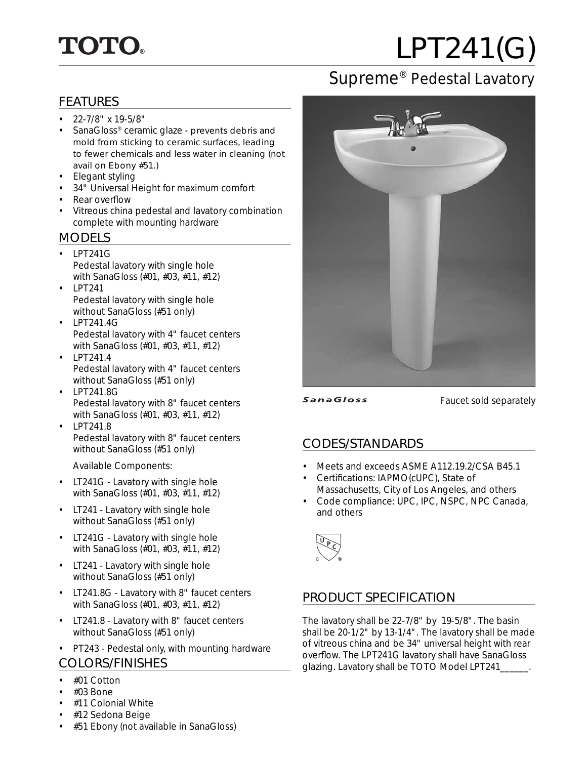TOTO®

# LPT241(G)

## Supreme® Pedestal Lavatory

### FEATURES

- 22-7/8" x 19-5/8"
- SanaGloss® ceramic glaze - prevents debris and mold from sticking to ceramic surfaces, leading to fewer chemicals and less water in cleaning (not avail on Ebony #51.)
- Elegant styling
- 34" Universal Height for maximum comfort
- Rear overflow
- Vitreous china pedestal and lavatory combination complete with mounting hardware

### MODELS

- LPT241G
  Pedestal lavatory with single hole with SanaGloss (#01, #03, #11, #12)
- LPT241
  Pedestal lavatory with single hole without SanaGloss (#51 only)
- LPT241.4G
  Pedestal lavatory with 4" faucet centers with SanaGloss (#01, #03, #11, #12)
- LPT241.4
  Pedestal lavatory with 4" faucet centers without SanaGloss (#51 only)
- LPT241.8G
  Pedestal lavatory with 8" faucet centers with SanaGloss (#01, #03, #11, #12)
- LPT241.8
  Pedestal lavatory with 8" faucet centers without SanaGloss (#51 only)

Available Components:

- LT241G - Lavatory with single hole with SanaGloss (#01, #03, #11, #12)
- LT241 - Lavatory with single hole without SanaGloss (#51 only)
- LT241G - Lavatory with single hole with SanaGloss (#01, #03, #11, #12)
- LT241 - Lavatory with single hole without SanaGloss (#51 only)
- LT241.8G - Lavatory with 8" faucet centers with SanaGloss (#01, #03, #11, #12)
- LT241.8 - Lavatory with 8" faucet centers without SanaGloss (#51 only)
- PT243 - Pedestal only, with mounting hardware

### COLORS/FINISHES

- #01 Cotton
- #03 Bone
- #11 Colonial White
- #12 Sedona Beige
- #51 Ebony (not available in SanaGloss)

SanaGloss

Faucet sold separately

### CODES/STANDARDS

- Meets and exceeds ASME A112.19.2/CSA B45.1
- Certifications: IAPMO(cUPC), State of Massachusetts, City of Los Angeles, and others
- Code compliance: UPC, IPC, NSPC, NPC Canada, and others

### PRODUCT SPECIFICATION

The lavatory shall be 22-7/8" by 19-5/8". The basin shall be 20-1/2" by 13-1/4". The lavatory shall be made of vitreous china and be 34" universal height with rear overflow. The LPT241G lavatory shall have SanaGloss glazing. Lavatory shall be TOTO Model LPT241______.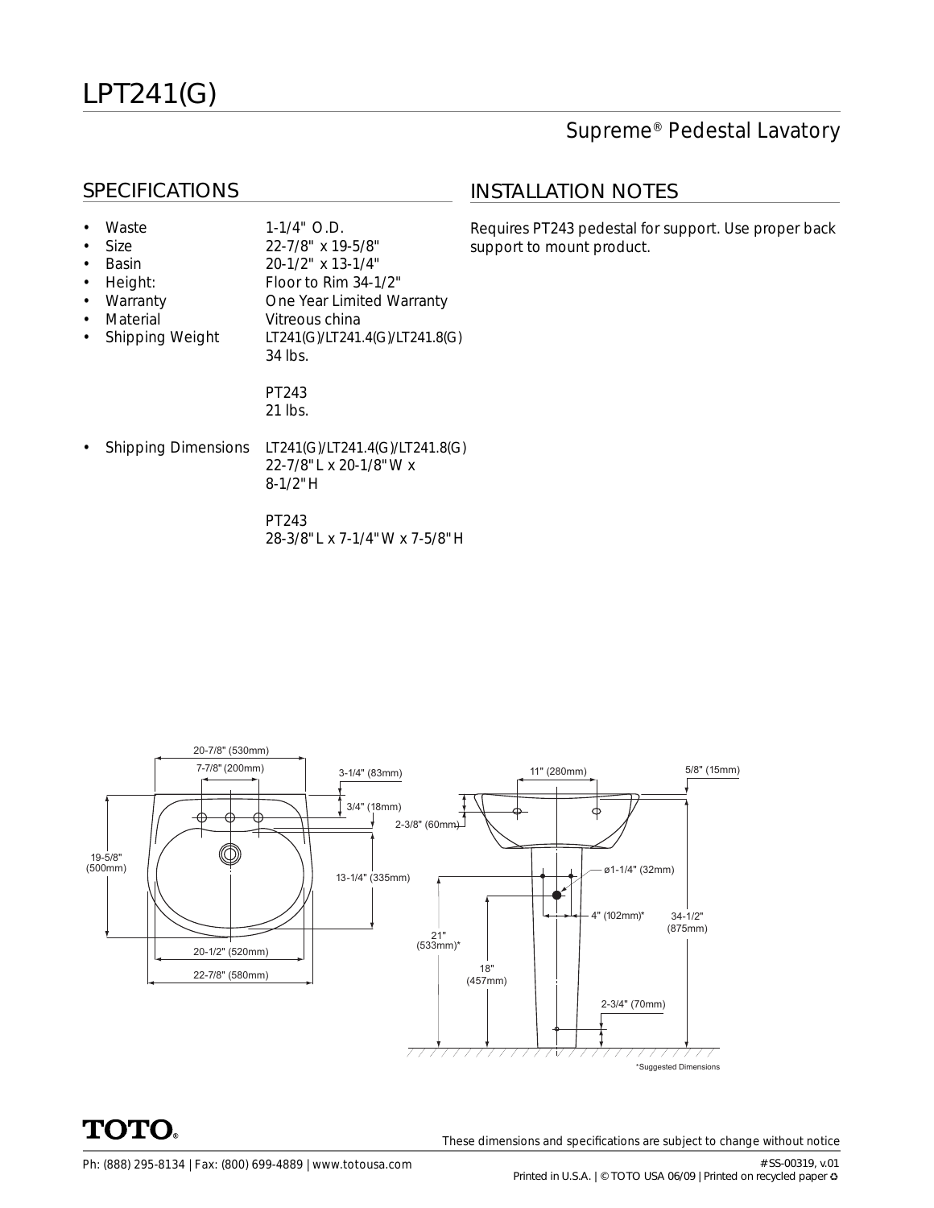# LPT241(G)

## Supreme® Pedestal Lavatory

## SPECIFICATIONS

- Waste — 1-1/4" O.D.
- Size — 22-7/8" x 19-5/8"
- Basin — 20-1/2" x 13-1/4"
- Height: — Floor to Rim 34-1/2"
- Warranty — One Year Limited Warranty
- Material — Vitreous china
- Shipping Weight — LT241(G)/LT241.4(G)/LT241.8(G) 34 lbs.

  PT243 21 lbs.

- Shipping Dimensions — LT241(G)/LT241.4(G)/LT241.8(G) 22-7/8" L x 20-1/8" W x 8-1/2" H

  PT243 28-3/8" L x 7-1/4" W x 7-5/8" H

## INSTALLATION NOTES

Requires PT243 pedestal for support. Use proper back support to mount product.

20-7/8" (530mm)
7-7/8" (200mm)
3-1/4" (83mm)
3/4" (18mm)
2-3/8" (60mm)
19-5/8" (500mm)
13-1/4" (335mm)
20-1/2" (520mm)
22-7/8" (580mm)

11" (280mm)
5/8" (15mm)
ø1-1/4" (32mm)
4" (102mm)*
21" (533mm)*
18" (457mm)
34-1/2" (875mm)
2-3/4" (70mm)

*Suggested Dimensions

TOTO®

These dimensions and specifications are subject to change without notice

Ph: (888) 295-8134 | Fax: (800) 699-4889 | www.totousa.com

# SS-00319, v.01
Printed in U.S.A. | © TOTO USA 06/09 | Printed on recycled paper ♻